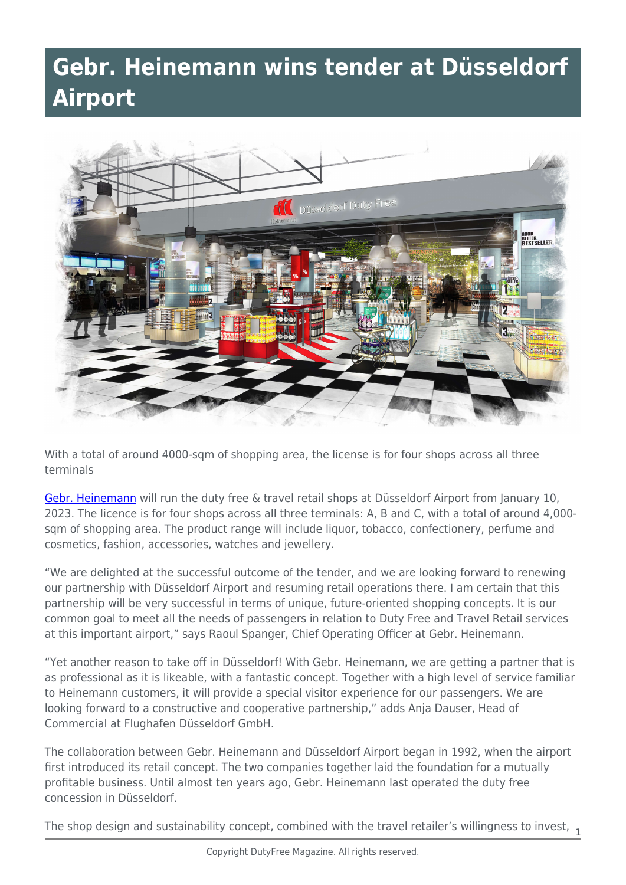# Gebr. Heinemann wins tender at Düsseldorf Airport

With a total of around 4000-sqm of shopping area, the license is for four shops across all three terminals

Gebr. Heinemann will run the duty free & travel retail shops at Düsseldorf Airport from January 10, 2023. The licence is for four shops across all three terminals: A, B and C, with a total of around 4,000-sqm of shopping area. The product range will include liquor, tobacco, confectionery, perfume and cosmetics, fashion, accessories, watches and jewellery.

"We are delighted at the successful outcome of the tender, and we are looking forward to renewing our partnership with Düsseldorf Airport and resuming retail operations there. I am certain that this partnership will be very successful in terms of unique, future-oriented shopping concepts. It is our common goal to meet all the needs of passengers in relation to Duty Free and Travel Retail services at this important airport," says Raoul Spanger, Chief Operating Officer at Gebr. Heinemann.

"Yet another reason to take off in Düsseldorf! With Gebr. Heinemann, we are getting a partner that is as professional as it is likeable, with a fantastic concept. Together with a high level of service familiar to Heinemann customers, it will provide a special visitor experience for our passengers. We are looking forward to a constructive and cooperative partnership," adds Anja Dauser, Head of Commercial at Flughafen Düsseldorf GmbH.

The collaboration between Gebr. Heinemann and Düsseldorf Airport began in 1992, when the airport first introduced its retail concept. The two companies together laid the foundation for a mutually profitable business. Until almost ten years ago, Gebr. Heinemann last operated the duty free concession in Düsseldorf.

The shop design and sustainability concept, combined with the travel retailer's willingness to invest,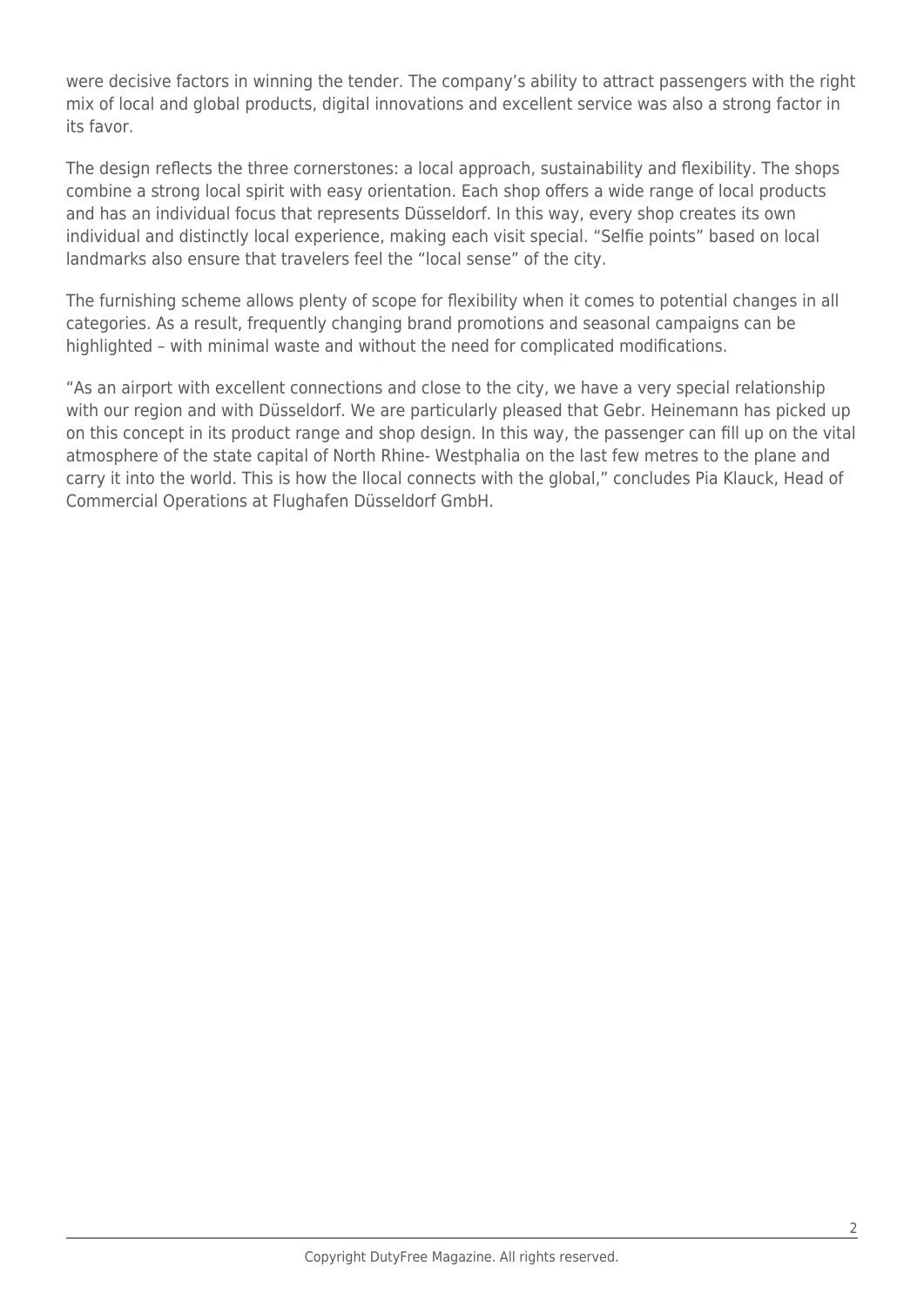were decisive factors in winning the tender. The company's ability to attract passengers with the right mix of local and global products, digital innovations and excellent service was also a strong factor in its favor.

The design reflects the three cornerstones: a local approach, sustainability and flexibility. The shops combine a strong local spirit with easy orientation. Each shop offers a wide range of local products and has an individual focus that represents Düsseldorf. In this way, every shop creates its own individual and distinctly local experience, making each visit special. "Selfie points" based on local landmarks also ensure that travelers feel the "local sense" of the city.

The furnishing scheme allows plenty of scope for flexibility when it comes to potential changes in all categories. As a result, frequently changing brand promotions and seasonal campaigns can be highlighted – with minimal waste and without the need for complicated modifications.

"As an airport with excellent connections and close to the city, we have a very special relationship with our region and with Düsseldorf. We are particularly pleased that Gebr. Heinemann has picked up on this concept in its product range and shop design. In this way, the passenger can fill up on the vital atmosphere of the state capital of North Rhine- Westphalia on the last few metres to the plane and carry it into the world. This is how the llocal connects with the global," concludes Pia Klauck, Head of Commercial Operations at Flughafen Düsseldorf GmbH.